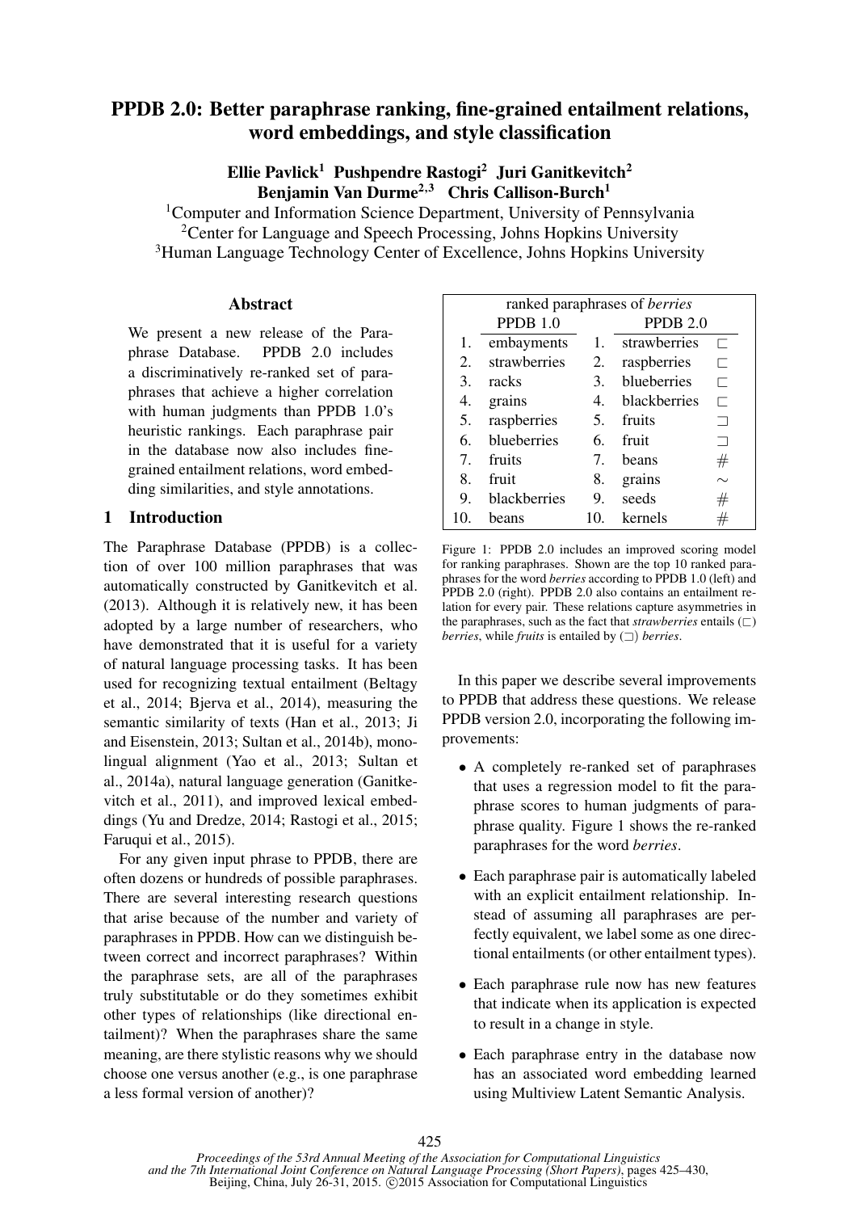# PPDB 2.0: Better paraphrase ranking, fine-grained entailment relations, word embeddings, and style classification

**Ellie Pavlick[1] Pushpendre Rastogi[2] Juri Ganitkevitch[2] Benjamin Van Durme[2,3] Chris Callison-Burch[1]**

[1]Computer and Information Science Department, University of Pennsylvania
[2]Center for Language and Speech Processing, Johns Hopkins University
[3]Human Language Technology Center of Excellence, Johns Hopkins University

## Abstract

We present a new release of the Paraphrase Database. PPDB 2.0 includes a discriminatively re-ranked set of paraphrases that achieve a higher correlation with human judgments than PPDB 1.0's heuristic rankings. Each paraphrase pair in the database now also includes fine-grained entailment relations, word embedding similarities, and style annotations.

## 1 Introduction

The Paraphrase Database (PPDB) is a collection of over 100 million paraphrases that was automatically constructed by Ganitkevitch et al. (2013). Although it is relatively new, it has been adopted by a large number of researchers, who have demonstrated that it is useful for a variety of natural language processing tasks. It has been used for recognizing textual entailment (Beltagy et al., 2014; Bjerva et al., 2014), measuring the semantic similarity of texts (Han et al., 2013; Ji and Eisenstein, 2013; Sultan et al., 2014b), monolingual alignment (Yao et al., 2013; Sultan et al., 2014a), natural language generation (Ganitkevitch et al., 2011), and improved lexical embeddings (Yu and Dredze, 2014; Rastogi et al., 2015; Faruqui et al., 2015).

For any given input phrase to PPDB, there are often dozens or hundreds of possible paraphrases. There are several interesting research questions that arise because of the number and variety of paraphrases in PPDB. How can we distinguish between correct and incorrect paraphrases? Within the paraphrase sets, are all of the paraphrases truly substitutable or do they sometimes exhibit other types of relationships (like directional entailment)? When the paraphrases share the same meaning, are there stylistic reasons why we should choose one versus another (e.g., is one paraphrase a less formal version of another)?

| ranked paraphrases of *berries* | | | | |
|---|---|---|---|---|
| | PPDB 1.0 | | PPDB 2.0 | |
| 1. | embayments | 1. | strawberries | $\sqsubset$ |
| 2. | strawberries | 2. | raspberries | $\sqsubset$ |
| 3. | racks | 3. | blueberries | $\sqsubset$ |
| 4. | grains | 4. | blackberries | $\sqsubset$ |
| 5. | raspberries | 5. | fruits | $\sqsupset$ |
| 6. | blueberries | 6. | fruit | $\sqsupset$ |
| 7. | fruits | 7. | beans | $\#$ |
| 8. | fruit | 8. | grains | $\sim$ |
| 9. | blackberries | 9. | seeds | $\#$ |
| 10. | beans | 10. | kernels | $\#$ |

Figure 1: PPDB 2.0 includes an improved scoring model for ranking paraphrases. Shown are the top 10 ranked paraphrases for the word *berries* according to PPDB 1.0 (left) and PPDB 2.0 (right). PPDB 2.0 also contains an entailment relation for every pair. These relations capture asymmetries in the paraphrases, such as the fact that *strawberries* entails ($\sqsubset$) *berries*, while *fruits* is entailed by ($\sqsupset$) *berries*.

In this paper we describe several improvements to PPDB that address these questions. We release PPDB version 2.0, incorporating the following improvements:

- A completely re-ranked set of paraphrases that uses a regression model to fit the paraphrase scores to human judgments of paraphrase quality. Figure 1 shows the re-ranked paraphrases for the word *berries*.
- Each paraphrase pair is automatically labeled with an explicit entailment relationship. Instead of assuming all paraphrases are perfectly equivalent, we label some as one directional entailments (or other entailment types).
- Each paraphrase rule now has new features that indicate when its application is expected to result in a change in style.
- Each paraphrase entry in the database now has an associated word embedding learned using Multiview Latent Semantic Analysis.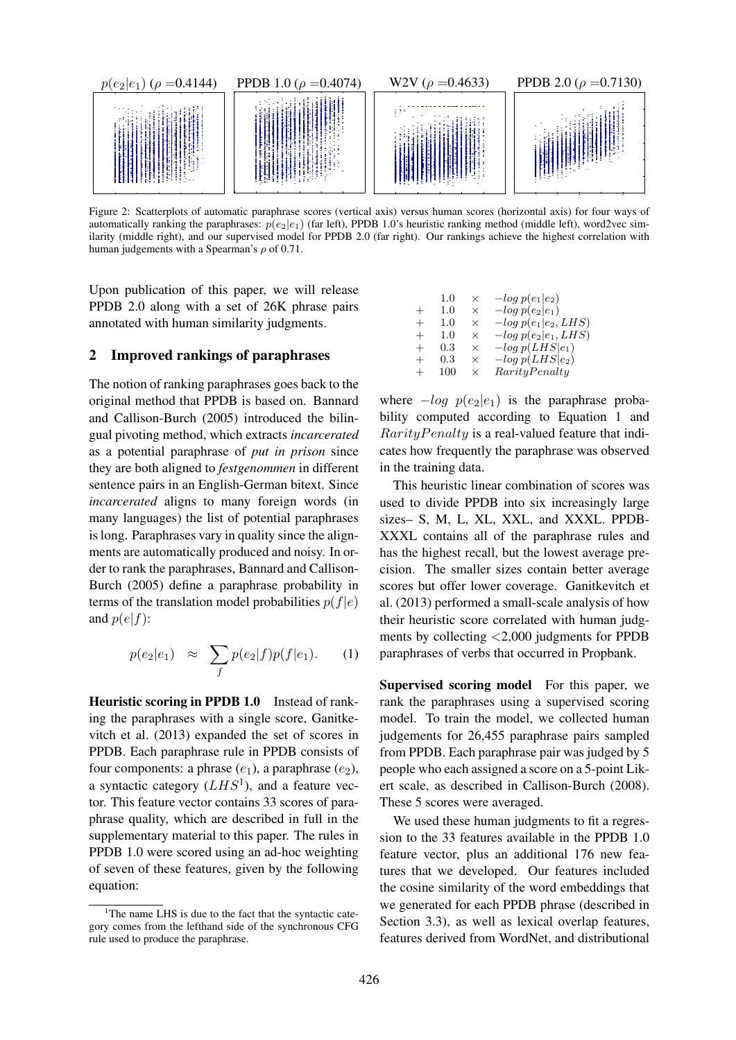Figure 2: Scatterplots of automatic paraphrase scores (vertical axis) versus human scores (horizontal axis) for four ways of automatically ranking the paraphrases: $p(e_2|e_1)$ (far left), PPDB 1.0's heuristic ranking method (middle left), word2vec similarity (middle right), and our supervised model for PPDB 2.0 (far right). Our rankings achieve the highest correlation with human judgements with a Spearman's $\rho$ of 0.71.

Upon publication of this paper, we will release PPDB 2.0 along with a set of 26K phrase pairs annotated with human similarity judgments.

## 2 Improved rankings of paraphrases

The notion of ranking paraphrases goes back to the original method that PPDB is based on. Bannard and Callison-Burch (2005) introduced the bilingual pivoting method, which extracts *incarcerated* as a potential paraphrase of *put in prison* since they are both aligned to *festgenommen* in different sentence pairs in an English-German bitext. Since *incarcerated* aligns to many foreign words (in many languages) the list of potential paraphrases is long. Paraphrases vary in quality since the alignments are automatically produced and noisy. In order to rank the paraphrases, Bannard and Callison-Burch (2005) define a paraphrase probability in terms of the translation model probabilities $p(f|e)$ and $p(e|f)$:

$$p(e_2|e_1) \approx \sum_f p(e_2|f)p(f|e_1). \quad (1)$$

**Heuristic scoring in PPDB 1.0** Instead of ranking the paraphrases with a single score, Ganitkevitch et al. (2013) expanded the set of scores in PPDB. Each paraphrase rule in PPDB consists of four components: a phrase ($e_1$), a paraphrase ($e_2$), a syntactic category ($LHS$[1]), and a feature vector. This feature vector contains 33 scores of paraphrase quality, which are described in full in the supplementary material to this paper. The rules in PPDB 1.0 were scored using an ad-hoc weighting of seven of these features, given by the following equation:

$$\begin{array}{lll} & 1.0 \times & -log\ p(e_1|e_2) \\ + & 1.0 \times & -log\ p(e_2|e_1) \\ + & 1.0 \times & -log\ p(e_1|e_2, LHS) \\ + & 1.0 \times & -log\ p(e_2|e_1, LHS) \\ + & 0.3 \times & -log\ p(LHS|e_1) \\ + & 0.3 \times & -log\ p(LHS|e_2) \\ + & 100 \times & RarityPenalty \end{array}$$

where $-log\ p(e_2|e_1)$ is the paraphrase probability computed according to Equation 1 and $RarityPenalty$ is a real-valued feature that indicates how frequently the paraphrase was observed in the training data.

This heuristic linear combination of scores was used to divide PPDB into six increasingly large sizes– S, M, L, XL, XXL, and XXXL. PPDB-XXXL contains all of the paraphrase rules and has the highest recall, but the lowest average precision. The smaller sizes contain better average scores but offer lower coverage. Ganitkevitch et al. (2013) performed a small-scale analysis of how their heuristic score correlated with human judgments by collecting <2,000 judgments for PPDB paraphrases of verbs that occurred in Propbank.

**Supervised scoring model** For this paper, we rank the paraphrases using a supervised scoring model. To train the model, we collected human judgements for 26,455 paraphrase pairs sampled from PPDB. Each paraphrase pair was judged by 5 people who each assigned a score on a 5-point Likert scale, as described in Callison-Burch (2008). These 5 scores were averaged.

We used these human judgments to fit a regression to the 33 features available in the PPDB 1.0 feature vector, plus an additional 176 new features that we developed. Our features included the cosine similarity of the word embeddings that we generated for each PPDB phrase (described in Section 3.3), as well as lexical overlap features, features derived from WordNet, and distributional

[1]The name LHS is due to the fact that the syntactic category comes from the lefthand side of the synchronous CFG rule used to produce the paraphrase.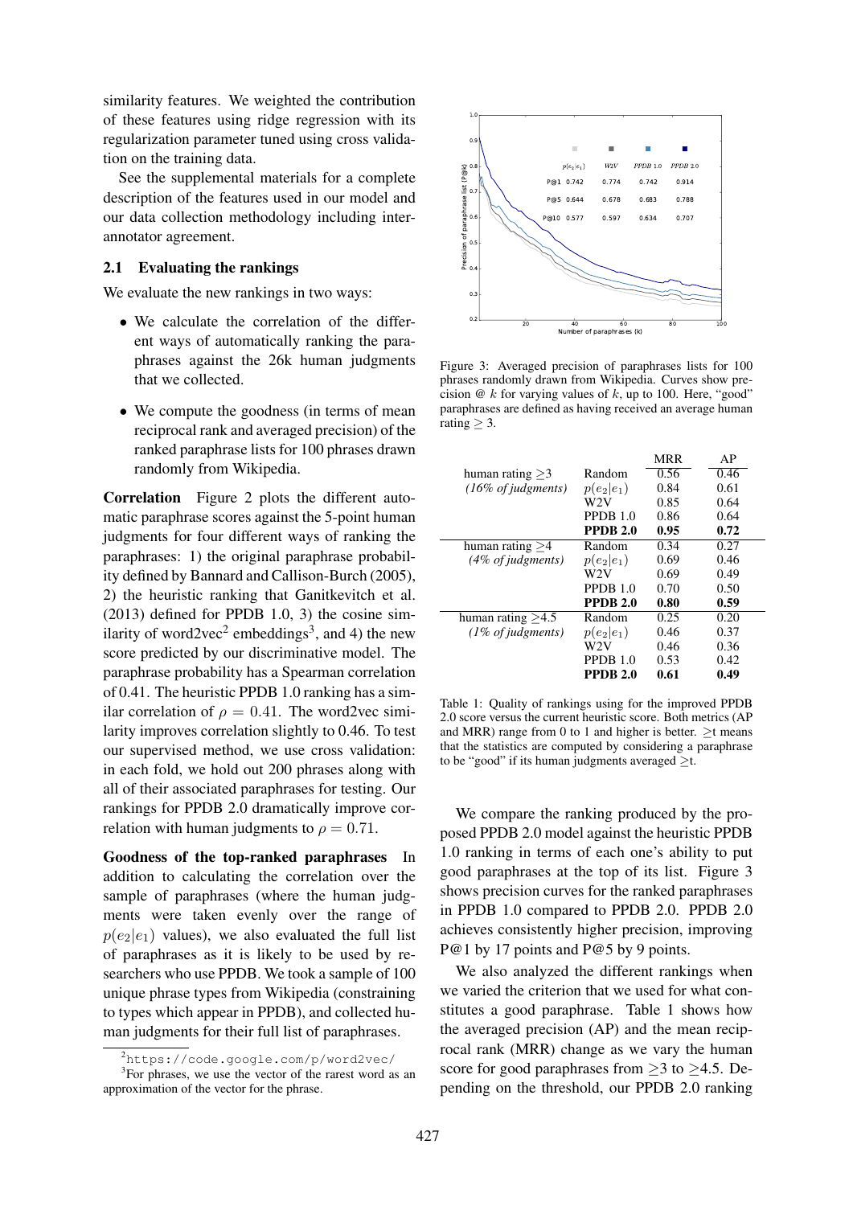similarity features. We weighted the contribution of these features using ridge regression with its regularization parameter tuned using cross validation on the training data.

See the supplemental materials for a complete description of the features used in our model and our data collection methodology including inter-annotator agreement.

### 2.1 Evaluating the rankings

We evaluate the new rankings in two ways:

- We calculate the correlation of the different ways of automatically ranking the paraphrases against the 26k human judgments that we collected.
- We compute the goodness (in terms of mean reciprocal rank and averaged precision) of the ranked paraphrase lists for 100 phrases drawn randomly from Wikipedia.

**Correlation** Figure 2 plots the different automatic paraphrase scores against the 5-point human judgments for four different ways of ranking the paraphrases: 1) the original paraphrase probability defined by Bannard and Callison-Burch (2005), 2) the heuristic ranking that Ganitkevitch et al. (2013) defined for PPDB 1.0, 3) the cosine similarity of word2vec[2] embeddings[3], and 4) the new score predicted by our discriminative model. The paraphrase probability has a Spearman correlation of 0.41. The heuristic PPDB 1.0 ranking has a similar correlation of $\rho = 0.41$. The word2vec similarity improves correlation slightly to 0.46. To test our supervised method, we use cross validation: in each fold, we hold out 200 phrases along with all of their associated paraphrases for testing. Our rankings for PPDB 2.0 dramatically improve correlation with human judgments to $\rho = 0.71$.

**Goodness of the top-ranked paraphrases** In addition to calculating the correlation over the sample of paraphrases (where the human judgments were taken evenly over the range of $p(e_2|e_1)$ values), we also evaluated the full list of paraphrases as it is likely to be used by researchers who use PPDB. We took a sample of 100 unique phrase types from Wikipedia (constraining to types which appear in PPDB), and collected human judgments for their full list of paraphrases.

[2] https://code.google.com/p/word2vec/

[3] For phrases, we use the vector of the rarest word as an approximation of the vector for the phrase.

| | $p(e_2\|e_1)$ | W2V | PPDB 1.0 | PPDB 2.0 |
|---|---|---|---|---|
| P@1 | 0.742 | 0.774 | 0.742 | 0.914 |
| P@5 | 0.644 | 0.678 | 0.683 | 0.788 |
| P@10 | 0.577 | 0.597 | 0.634 | 0.707 |

Figure 3: Averaged precision of paraphrases lists for 100 phrases randomly drawn from Wikipedia. Curves show precision @ $k$ for varying values of $k$, up to 100. Here, "good" paraphrases are defined as having received an average human rating $\geq 3$.

| | | MRR | AP |
|---|---|---|---|
| human rating $\geq$3 | Random | 0.56 | 0.46 |
| *(16% of judgments)* | $p(e_2\|e_1)$ | 0.84 | 0.61 |
| | W2V | 0.85 | 0.64 |
| | PPDB 1.0 | 0.86 | 0.64 |
| | **PPDB 2.0** | **0.95** | **0.72** |
| human rating $\geq$4 | Random | 0.34 | 0.27 |
| *(4% of judgments)* | $p(e_2\|e_1)$ | 0.69 | 0.46 |
| | W2V | 0.69 | 0.49 |
| | PPDB 1.0 | 0.70 | 0.50 |
| | **PPDB 2.0** | **0.80** | **0.59** |
| human rating $\geq$4.5 | Random | 0.25 | 0.20 |
| *(1% of judgments)* | $p(e_2\|e_1)$ | 0.46 | 0.37 |
| | W2V | 0.46 | 0.36 |
| | PPDB 1.0 | 0.53 | 0.42 |
| | **PPDB 2.0** | **0.61** | **0.49** |

Table 1: Quality of rankings using for the improved PPDB 2.0 score versus the current heuristic score. Both metrics (AP and MRR) range from 0 to 1 and higher is better. $\geq$t means that the statistics are computed by considering a paraphrase to be "good" if its human judgments averaged $\geq$t.

We compare the ranking produced by the proposed PPDB 2.0 model against the heuristic PPDB 1.0 ranking in terms of each one's ability to put good paraphrases at the top of its list. Figure 3 shows precision curves for the ranked paraphrases in PPDB 1.0 compared to PPDB 2.0. PPDB 2.0 achieves consistently higher precision, improving P@1 by 17 points and P@5 by 9 points.

We also analyzed the different rankings when we varied the criterion that we used for what constitutes a good paraphrase. Table 1 shows how the averaged precision (AP) and the mean reciprocal rank (MRR) change as we vary the human score for good paraphrases from $\geq$3 to $\geq$4.5. Depending on the threshold, our PPDB 2.0 ranking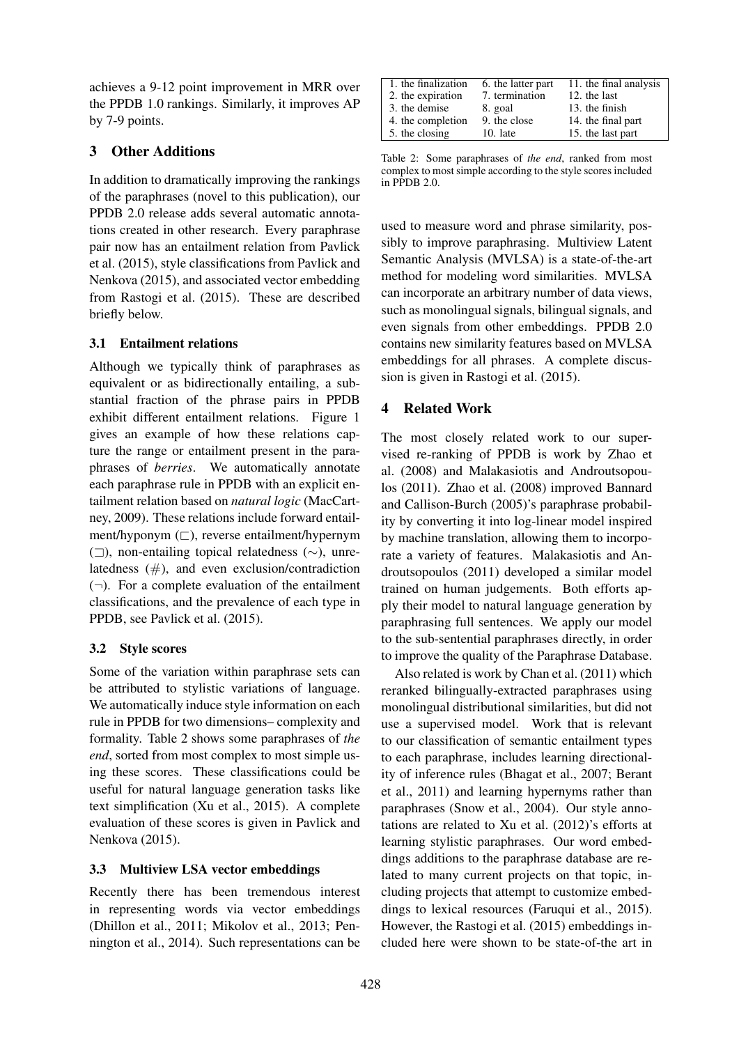achieves a 9-12 point improvement in MRR over the PPDB 1.0 rankings. Similarly, it improves AP by 7-9 points.

## 3 Other Additions

In addition to dramatically improving the rankings of the paraphrases (novel to this publication), our PPDB 2.0 release adds several automatic annotations created in other research. Every paraphrase pair now has an entailment relation from Pavlick et al. (2015), style classifications from Pavlick and Nenkova (2015), and associated vector embedding from Rastogi et al. (2015). These are described briefly below.

### 3.1 Entailment relations

Although we typically think of paraphrases as equivalent or as bidirectionally entailing, a substantial fraction of the phrase pairs in PPDB exhibit different entailment relations. Figure 1 gives an example of how these relations capture the range or entailment present in the paraphrases of *berries*. We automatically annotate each paraphrase rule in PPDB with an explicit entailment relation based on *natural logic* (MacCartney, 2009). These relations include forward entailment/hyponym ($\sqsubset$), reverse entailment/hypernym ($\sqsupset$), non-entailing topical relatedness ($\sim$), unrelatedness ($\#$), and even exclusion/contradiction ($\neg$). For a complete evaluation of the entailment classifications, and the prevalence of each type in PPDB, see Pavlick et al. (2015).

### 3.2 Style scores

Some of the variation within paraphrase sets can be attributed to stylistic variations of language. We automatically induce style information on each rule in PPDB for two dimensions– complexity and formality. Table 2 shows some paraphrases of *the end*, sorted from most complex to most simple using these scores. These classifications could be useful for natural language generation tasks like text simplification (Xu et al., 2015). A complete evaluation of these scores is given in Pavlick and Nenkova (2015).

| | | |
|---|---|---|
| 1. the finalization | 6. the latter part | 11. the final analysis |
| 2. the expiration | 7. termination | 12. the last |
| 3. the demise | 8. goal | 13. the finish |
| 4. the completion | 9. the close | 14. the final part |
| 5. the closing | 10. late | 15. the last part |

Table 2: Some paraphrases of *the end*, ranked from most complex to most simple according to the style scores included in PPDB 2.0.

### 3.3 Multiview LSA vector embeddings

Recently there has been tremendous interest in representing words via vector embeddings (Dhillon et al., 2011; Mikolov et al., 2013; Pennington et al., 2014). Such representations can be used to measure word and phrase similarity, possibly to improve paraphrasing. Multiview Latent Semantic Analysis (MVLSA) is a state-of-the-art method for modeling word similarities. MVLSA can incorporate an arbitrary number of data views, such as monolingual signals, bilingual signals, and even signals from other embeddings. PPDB 2.0 contains new similarity features based on MVLSA embeddings for all phrases. A complete discussion is given in Rastogi et al. (2015).

## 4 Related Work

The most closely related work to our supervised re-ranking of PPDB is work by Zhao et al. (2008) and Malakasiotis and Androutsopoulos (2011). Zhao et al. (2008) improved Bannard and Callison-Burch (2005)'s paraphrase probability by converting it into log-linear model inspired by machine translation, allowing them to incorporate a variety of features. Malakasiotis and Androutsopoulos (2011) developed a similar model trained on human judgements. Both efforts apply their model to natural language generation by paraphrasing full sentences. We apply our model to the sub-sentential paraphrases directly, in order to improve the quality of the Paraphrase Database.

Also related is work by Chan et al. (2011) which reranked bilingually-extracted paraphrases using monolingual distributional similarities, but did not use a supervised model. Work that is relevant to our classification of semantic entailment types to each paraphrase, includes learning directionality of inference rules (Bhagat et al., 2007; Berant et al., 2011) and learning hypernyms rather than paraphrases (Snow et al., 2004). Our style annotations are related to Xu et al. (2012)'s efforts at learning stylistic paraphrases. Our word embeddings additions to the paraphrase database are related to many current projects on that topic, including projects that attempt to customize embeddings to lexical resources (Faruqui et al., 2015). However, the Rastogi et al. (2015) embeddings included here were shown to be state-of-the art in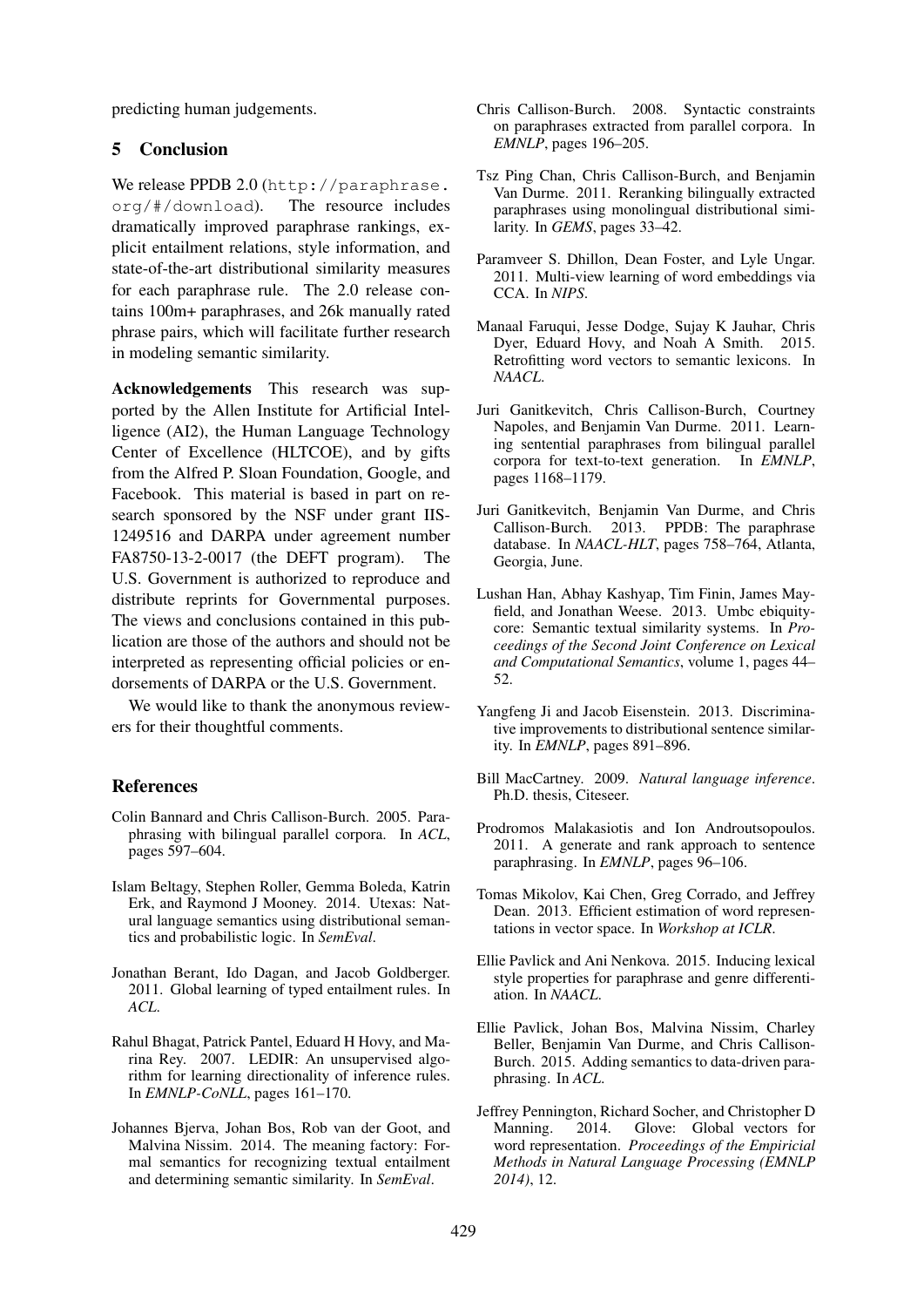predicting human judgements.

## 5 Conclusion

We release PPDB 2.0 (http://paraphrase.org/#/download). The resource includes dramatically improved paraphrase rankings, explicit entailment relations, style information, and state-of-the-art distributional similarity measures for each paraphrase rule. The 2.0 release contains 100m+ paraphrases, and 26k manually rated phrase pairs, which will facilitate further research in modeling semantic similarity.

**Acknowledgements** This research was supported by the Allen Institute for Artificial Intelligence (AI2), the Human Language Technology Center of Excellence (HLTCOE), and by gifts from the Alfred P. Sloan Foundation, Google, and Facebook. This material is based in part on research sponsored by the NSF under grant IIS-1249516 and DARPA under agreement number FA8750-13-2-0017 (the DEFT program). The U.S. Government is authorized to reproduce and distribute reprints for Governmental purposes. The views and conclusions contained in this publication are those of the authors and should not be interpreted as representing official policies or endorsements of DARPA or the U.S. Government.

We would like to thank the anonymous reviewers for their thoughtful comments.

## References

Colin Bannard and Chris Callison-Burch. 2005. Paraphrasing with bilingual parallel corpora. In *ACL*, pages 597–604.

Islam Beltagy, Stephen Roller, Gemma Boleda, Katrin Erk, and Raymond J Mooney. 2014. Utexas: Natural language semantics using distributional semantics and probabilistic logic. In *SemEval*.

Jonathan Berant, Ido Dagan, and Jacob Goldberger. 2011. Global learning of typed entailment rules. In *ACL*.

Rahul Bhagat, Patrick Pantel, Eduard H Hovy, and Marina Rey. 2007. LEDIR: An unsupervised algorithm for learning directionality of inference rules. In *EMNLP-CoNLL*, pages 161–170.

Johannes Bjerva, Johan Bos, Rob van der Goot, and Malvina Nissim. 2014. The meaning factory: Formal semantics for recognizing textual entailment and determining semantic similarity. In *SemEval*.

Chris Callison-Burch. 2008. Syntactic constraints on paraphrases extracted from parallel corpora. In *EMNLP*, pages 196–205.

Tsz Ping Chan, Chris Callison-Burch, and Benjamin Van Durme. 2011. Reranking bilingually extracted paraphrases using monolingual distributional similarity. In *GEMS*, pages 33–42.

Paramveer S. Dhillon, Dean Foster, and Lyle Ungar. 2011. Multi-view learning of word embeddings via CCA. In *NIPS*.

Manaal Faruqui, Jesse Dodge, Sujay K Jauhar, Chris Dyer, Eduard Hovy, and Noah A Smith. 2015. Retrofitting word vectors to semantic lexicons. In *NAACL*.

Juri Ganitkevitch, Chris Callison-Burch, Courtney Napoles, and Benjamin Van Durme. 2011. Learning sentential paraphrases from bilingual parallel corpora for text-to-text generation. In *EMNLP*, pages 1168–1179.

Juri Ganitkevitch, Benjamin Van Durme, and Chris Callison-Burch. 2013. PPDB: The paraphrase database. In *NAACL-HLT*, pages 758–764, Atlanta, Georgia, June.

Lushan Han, Abhay Kashyap, Tim Finin, James Mayfield, and Jonathan Weese. 2013. Umbc ebiquity-core: Semantic textual similarity systems. In *Proceedings of the Second Joint Conference on Lexical and Computational Semantics*, volume 1, pages 44–52.

Yangfeng Ji and Jacob Eisenstein. 2013. Discriminative improvements to distributional sentence similarity. In *EMNLP*, pages 891–896.

Bill MacCartney. 2009. *Natural language inference*. Ph.D. thesis, Citeseer.

Prodromos Malakasiotis and Ion Androutsopoulos. 2011. A generate and rank approach to sentence paraphrasing. In *EMNLP*, pages 96–106.

Tomas Mikolov, Kai Chen, Greg Corrado, and Jeffrey Dean. 2013. Efficient estimation of word representations in vector space. In *Workshop at ICLR*.

Ellie Pavlick and Ani Nenkova. 2015. Inducing lexical style properties for paraphrase and genre differentiation. In *NAACL*.

Ellie Pavlick, Johan Bos, Malvina Nissim, Charley Beller, Benjamin Van Durme, and Chris Callison-Burch. 2015. Adding semantics to data-driven paraphrasing. In *ACL*.

Jeffrey Pennington, Richard Socher, and Christopher D Manning. 2014. Glove: Global vectors for word representation. *Proceedings of the Empiricial Methods in Natural Language Processing (EMNLP 2014)*, 12.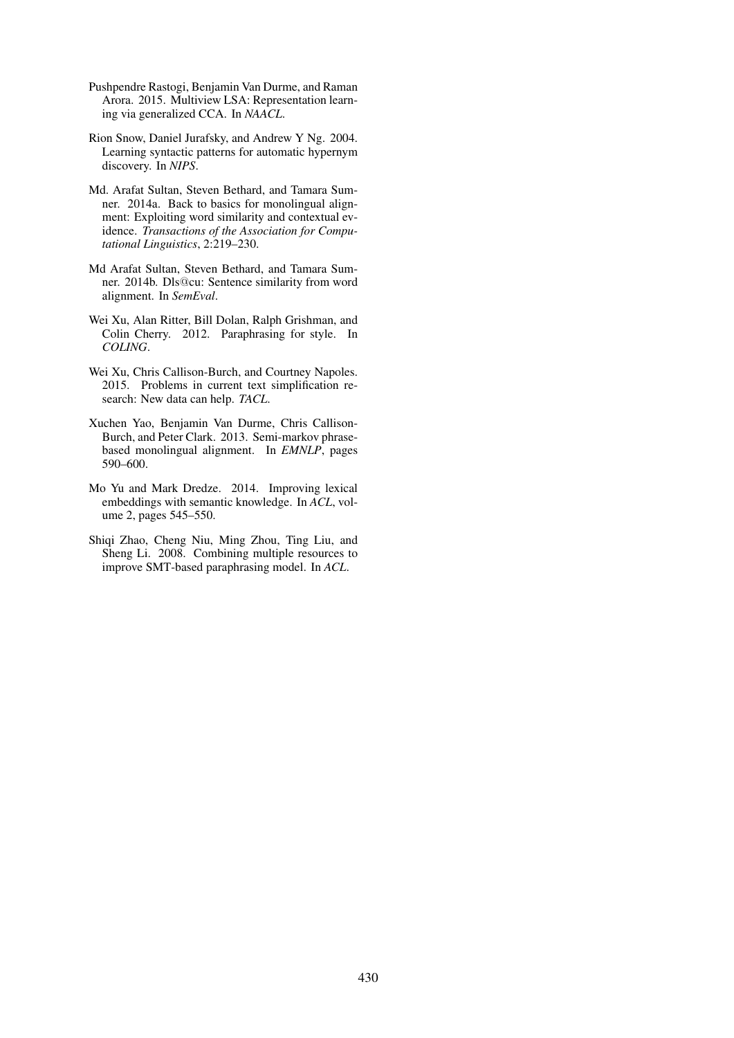Pushpendre Rastogi, Benjamin Van Durme, and Raman Arora. 2015. Multiview LSA: Representation learning via generalized CCA. In *NAACL*.

Rion Snow, Daniel Jurafsky, and Andrew Y Ng. 2004. Learning syntactic patterns for automatic hypernym discovery. In *NIPS*.

Md. Arafat Sultan, Steven Bethard, and Tamara Sumner. 2014a. Back to basics for monolingual alignment: Exploiting word similarity and contextual evidence. *Transactions of the Association for Computational Linguistics*, 2:219–230.

Md Arafat Sultan, Steven Bethard, and Tamara Sumner. 2014b. Dls@cu: Sentence similarity from word alignment. In *SemEval*.

Wei Xu, Alan Ritter, Bill Dolan, Ralph Grishman, and Colin Cherry. 2012. Paraphrasing for style. In *COLING*.

Wei Xu, Chris Callison-Burch, and Courtney Napoles. 2015. Problems in current text simplification research: New data can help. *TACL*.

Xuchen Yao, Benjamin Van Durme, Chris Callison-Burch, and Peter Clark. 2013. Semi-markov phrase-based monolingual alignment. In *EMNLP*, pages 590–600.

Mo Yu and Mark Dredze. 2014. Improving lexical embeddings with semantic knowledge. In *ACL*, volume 2, pages 545–550.

Shiqi Zhao, Cheng Niu, Ming Zhou, Ting Liu, and Sheng Li. 2008. Combining multiple resources to improve SMT-based paraphrasing model. In *ACL*.